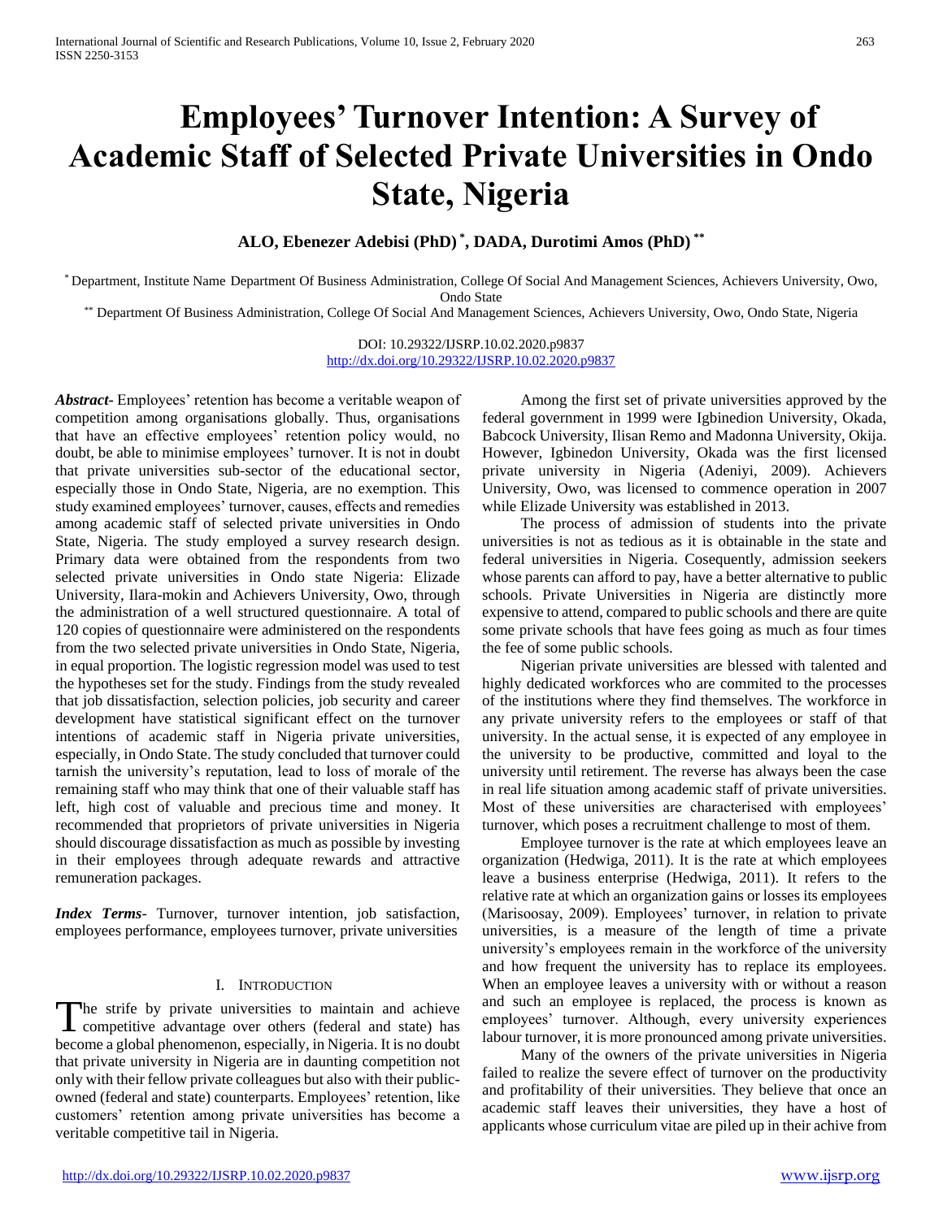# Employees' Turnover Intention: A Survey of Academic Staff of Selected Private Universities in Ondo State, Nigeria

**ALO, Ebenezer Adebisi (PhD) [*], DADA, Durotimi Amos (PhD) [**]**

[*] Department, Institute Name Department Of Business Administration, College Of Social And Management Sciences, Achievers University, Owo, Ondo State

[**] Department Of Business Administration, College Of Social And Management Sciences, Achievers University, Owo, Ondo State, Nigeria

DOI: 10.29322/IJSRP.10.02.2020.p9837
http://dx.doi.org/10.29322/IJSRP.10.02.2020.p9837

***Abstract***- Employees' retention has become a veritable weapon of competition among organisations globally. Thus, organisations that have an effective employees' retention policy would, no doubt, be able to minimise employees' turnover. It is not in doubt that private universities sub-sector of the educational sector, especially those in Ondo State, Nigeria, are no exemption. This study examined employees' turnover, causes, effects and remedies among academic staff of selected private universities in Ondo State, Nigeria. The study employed a survey research design. Primary data were obtained from the respondents from two selected private universities in Ondo state Nigeria: Elizade University, Ilara-mokin and Achievers University, Owo, through the administration of a well structured questionnaire. A total of 120 copies of questionnaire were administered on the respondents from the two selected private universities in Ondo State, Nigeria, in equal proportion. The logistic regression model was used to test the hypotheses set for the study. Findings from the study revealed that job dissatisfaction, selection policies, job security and career development have statistical significant effect on the turnover intentions of academic staff in Nigeria private universities, especially, in Ondo State. The study concluded that turnover could tarnish the university's reputation, lead to loss of morale of the remaining staff who may think that one of their valuable staff has left, high cost of valuable and precious time and money. It recommended that proprietors of private universities in Nigeria should discourage dissatisfaction as much as possible by investing in their employees through adequate rewards and attractive remuneration packages.

***Index Terms***- Turnover, turnover intention, job satisfaction, employees performance, employees turnover, private universities

## I. Introduction

The strife by private universities to maintain and achieve competitive advantage over others (federal and state) has become a global phenomenon, especially, in Nigeria. It is no doubt that private university in Nigeria are in daunting competition not only with their fellow private colleagues but also with their public-owned (federal and state) counterparts. Employees' retention, like customers' retention among private universities has become a veritable competitive tail in Nigeria.

Among the first set of private universities approved by the federal government in 1999 were Igbinedion University, Okada, Babcock University, Ilisan Remo and Madonna University, Okija. However, Igbinedon University, Okada was the first licensed private university in Nigeria (Adeniyi, 2009). Achievers University, Owo, was licensed to commence operation in 2007 while Elizade University was established in 2013.

The process of admission of students into the private universities is not as tedious as it is obtainable in the state and federal universities in Nigeria. Cosequently, admission seekers whose parents can afford to pay, have a better alternative to public schools. Private Universities in Nigeria are distinctly more expensive to attend, compared to public schools and there are quite some private schools that have fees going as much as four times the fee of some public schools.

Nigerian private universities are blessed with talented and highly dedicated workforces who are commited to the processes of the institutions where they find themselves. The workforce in any private university refers to the employees or staff of that university. In the actual sense, it is expected of any employee in the university to be productive, committed and loyal to the university until retirement. The reverse has always been the case in real life situation among academic staff of private universities. Most of these universities are characterised with employees' turnover, which poses a recruitment challenge to most of them.

Employee turnover is the rate at which employees leave an organization (Hedwiga, 2011). It is the rate at which employees leave a business enterprise (Hedwiga, 2011). It refers to the relative rate at which an organization gains or losses its employees (Marisoosay, 2009). Employees' turnover, in relation to private universities, is a measure of the length of time a private university's employees remain in the workforce of the university and how frequent the university has to replace its employees. When an employee leaves a university with or without a reason and such an employee is replaced, the process is known as employees' turnover. Although, every university experiences labour turnover, it is more pronounced among private universities.

Many of the owners of the private universities in Nigeria failed to realize the severe effect of turnover on the productivity and profitability of their universities. They believe that once an academic staff leaves their universities, they have a host of applicants whose curriculum vitae are piled up in their achive from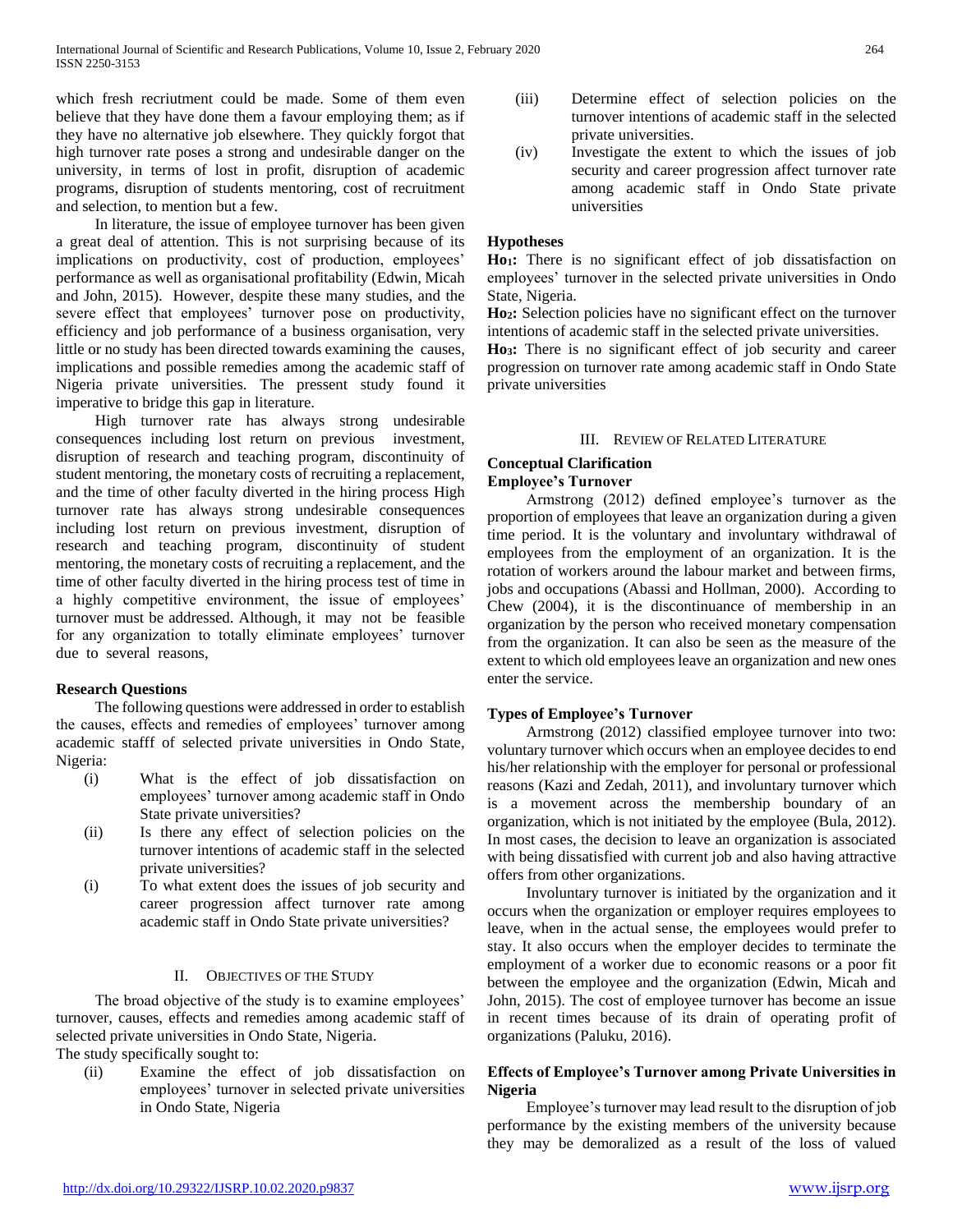which fresh recriutment could be made. Some of them even believe that they have done them a favour employing them; as if they have no alternative job elsewhere. They quickly forgot that high turnover rate poses a strong and undesirable danger on the university, in terms of lost in profit, disruption of academic programs, disruption of students mentoring, cost of recruitment and selection, to mention but a few.

In literature, the issue of employee turnover has been given a great deal of attention. This is not surprising because of its implications on productivity, cost of production, employees' performance as well as organisational profitability (Edwin, Micah and John, 2015). However, despite these many studies, and the severe effect that employees' turnover pose on productivity, efficiency and job performance of a business organisation, very little or no study has been directed towards examining the causes, implications and possible remedies among the academic staff of Nigeria private universities. The pressent study found it imperative to bridge this gap in literature.

High turnover rate has always strong undesirable consequences including lost return on previous investment, disruption of research and teaching program, discontinuity of student mentoring, the monetary costs of recruiting a replacement, and the time of other faculty diverted in the hiring process High turnover rate has always strong undesirable consequences including lost return on previous investment, disruption of research and teaching program, discontinuity of student mentoring, the monetary costs of recruiting a replacement, and the time of other faculty diverted in the hiring process test of time in a highly competitive environment, the issue of employees' turnover must be addressed. Although, it may not be feasible for any organization to totally eliminate employees' turnover due to several reasons,

### Research Questions

The following questions were addressed in order to establish the causes, effects and remedies of employees' turnover among academic stafff of selected private universities in Ondo State, Nigeria:

(i) What is the effect of job dissatisfaction on employees' turnover among academic staff in Ondo State private universities?

(ii) Is there any effect of selection policies on the turnover intentions of academic staff in the selected private universities?

(i) To what extent does the issues of job security and career progression affect turnover rate among academic staff in Ondo State private universities?

## II. Objectives of the Study

The broad objective of the study is to examine employees' turnover, causes, effects and remedies among academic staff of selected private universities in Ondo State, Nigeria.

The study specifically sought to:

(ii) Examine the effect of job dissatisfaction on employees' turnover in selected private universities in Ondo State, Nigeria

(iii) Determine effect of selection policies on the turnover intentions of academic staff in the selected private universities.

(iv) Investigate the extent to which the issues of job security and career progression affect turnover rate among academic staff in Ondo State private universities

### Hypotheses

**Ho$_1$:** There is no significant effect of job dissatisfaction on employees' turnover in the selected private universities in Ondo State, Nigeria.

**Ho$_2$:** Selection policies have no significant effect on the turnover intentions of academic staff in the selected private universities.

**Ho$_3$:** There is no significant effect of job security and career progression on turnover rate among academic staff in Ondo State private universities

## III. Review of Related Literature

### Conceptual Clarification

### Employee's Turnover

Armstrong (2012) defined employee's turnover as the proportion of employees that leave an organization during a given time period. It is the voluntary and involuntary withdrawal of employees from the employment of an organization. It is the rotation of workers around the labour market and between firms, jobs and occupations (Abassi and Hollman, 2000). According to Chew (2004), it is the discontinuance of membership in an organization by the person who received monetary compensation from the organization. It can also be seen as the measure of the extent to which old employees leave an organization and new ones enter the service.

### Types of Employee's Turnover

Armstrong (2012) classified employee turnover into two: voluntary turnover which occurs when an employee decides to end his/her relationship with the employer for personal or professional reasons (Kazi and Zedah, 2011), and involuntary turnover which is a movement across the membership boundary of an organization, which is not initiated by the employee (Bula, 2012). In most cases, the decision to leave an organization is associated with being dissatisfied with current job and also having attractive offers from other organizations.

Involuntary turnover is initiated by the organization and it occurs when the organization or employer requires employees to leave, when in the actual sense, the employees would prefer to stay. It also occurs when the employer decides to terminate the employment of a worker due to economic reasons or a poor fit between the employee and the organization (Edwin, Micah and John, 2015). The cost of employee turnover has become an issue in recent times because of its drain of operating profit of organizations (Paluku, 2016).

### Effects of Employee's Turnover among Private Universities in Nigeria

Employee's turnover may lead result to the disruption of job performance by the existing members of the university because they may be demoralized as a result of the loss of valued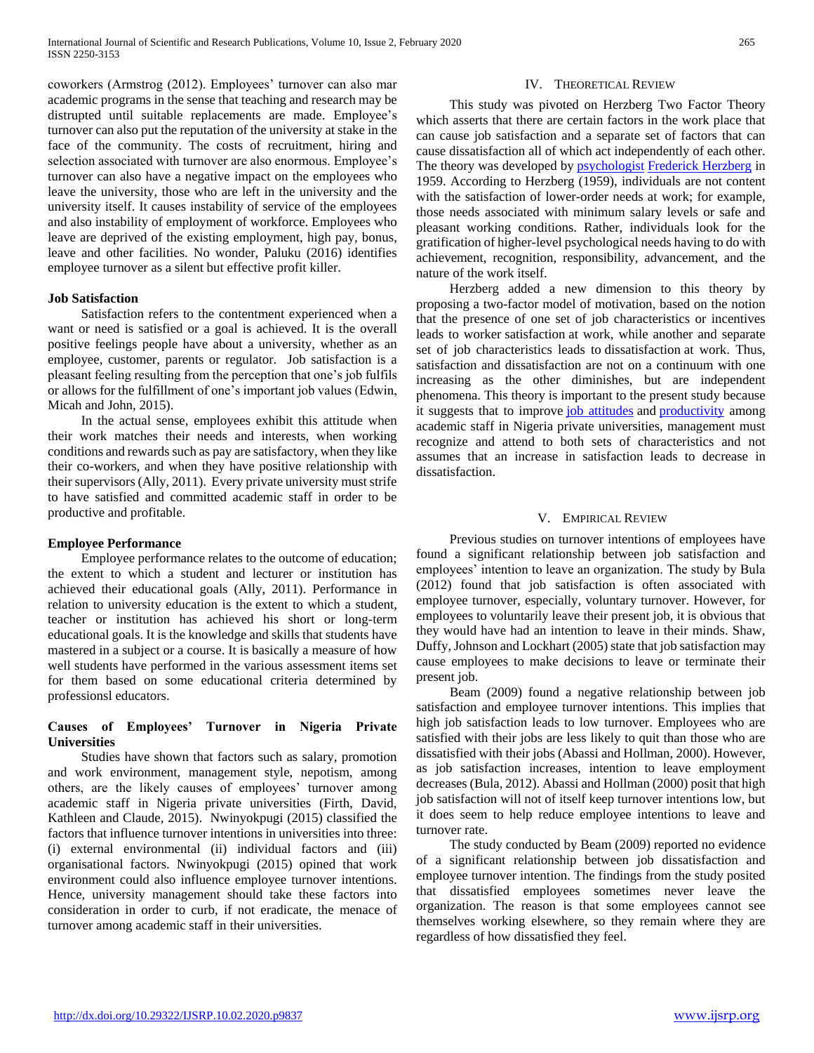coworkers (Armstrog (2012). Employees' turnover can also mar academic programs in the sense that teaching and research may be distrupted until suitable replacements are made. Employee's turnover can also put the reputation of the university at stake in the face of the community. The costs of recruitment, hiring and selection associated with turnover are also enormous. Employee's turnover can also have a negative impact on the employees who leave the university, those who are left in the university and the university itself. It causes instability of service of the employees and also instability of employment of workforce. Employees who leave are deprived of the existing employment, high pay, bonus, leave and other facilities. No wonder, Paluku (2016) identifies employee turnover as a silent but effective profit killer.

**Job Satisfaction**

Satisfaction refers to the contentment experienced when a want or need is satisfied or a goal is achieved. It is the overall positive feelings people have about a university, whether as an employee, customer, parents or regulator. Job satisfaction is a pleasant feeling resulting from the perception that one's job fulfils or allows for the fulfillment of one's important job values (Edwin, Micah and John, 2015).

In the actual sense, employees exhibit this attitude when their work matches their needs and interests, when working conditions and rewards such as pay are satisfactory, when they like their co-workers, and when they have positive relationship with their supervisors (Ally, 2011). Every private university must strife to have satisfied and committed academic staff in order to be productive and profitable.

**Employee Performance**

Employee performance relates to the outcome of education; the extent to which a student and lecturer or institution has achieved their educational goals (Ally, 2011). Performance in relation to university education is the extent to which a student, teacher or institution has achieved his short or long-term educational goals. It is the knowledge and skills that students have mastered in a subject or a course. It is basically a measure of how well students have performed in the various assessment items set for them based on some educational criteria determined by professionsl educators.

**Causes of Employees' Turnover in Nigeria Private Universities**

Studies have shown that factors such as salary, promotion and work environment, management style, nepotism, among others, are the likely causes of employees' turnover among academic staff in Nigeria private universities (Firth, David, Kathleen and Claude, 2015). Nwinyokpugi (2015) classified the factors that influence turnover intentions in universities into three: (i) external environmental (ii) individual factors and (iii) organisational factors. Nwinyokpugi (2015) opined that work environment could also influence employee turnover intentions. Hence, university management should take these factors into consideration in order to curb, if not eradicate, the menace of turnover among academic staff in their universities.

## IV. Theoretical Review

This study was pivoted on Herzberg Two Factor Theory which asserts that there are certain factors in the work place that can cause job satisfaction and a separate set of factors that can cause dissatisfaction all of which act independently of each other. The theory was developed by psychologist Frederick Herzberg in 1959. According to Herzberg (1959), individuals are not content with the satisfaction of lower-order needs at work; for example, those needs associated with minimum salary levels or safe and pleasant working conditions. Rather, individuals look for the gratification of higher-level psychological needs having to do with achievement, recognition, responsibility, advancement, and the nature of the work itself.

Herzberg added a new dimension to this theory by proposing a two-factor model of motivation, based on the notion that the presence of one set of job characteristics or incentives leads to worker satisfaction at work, while another and separate set of job characteristics leads to dissatisfaction at work. Thus, satisfaction and dissatisfaction are not on a continuum with one increasing as the other diminishes, but are independent phenomena. This theory is important to the present study because it suggests that to improve job attitudes and productivity among academic staff in Nigeria private universities, management must recognize and attend to both sets of characteristics and not assumes that an increase in satisfaction leads to decrease in dissatisfaction.

## V. Empirical Review

Previous studies on turnover intentions of employees have found a significant relationship between job satisfaction and employees' intention to leave an organization. The study by Bula (2012) found that job satisfaction is often associated with employee turnover, especially, voluntary turnover. However, for employees to voluntarily leave their present job, it is obvious that they would have had an intention to leave in their minds. Shaw, Duffy, Johnson and Lockhart (2005) state that job satisfaction may cause employees to make decisions to leave or terminate their present job.

Beam (2009) found a negative relationship between job satisfaction and employee turnover intentions. This implies that high job satisfaction leads to low turnover. Employees who are satisfied with their jobs are less likely to quit than those who are dissatisfied with their jobs (Abassi and Hollman, 2000). However, as job satisfaction increases, intention to leave employment decreases (Bula, 2012). Abassi and Hollman (2000) posit that high job satisfaction will not of itself keep turnover intentions low, but it does seem to help reduce employee intentions to leave and turnover rate.

The study conducted by Beam (2009) reported no evidence of a significant relationship between job dissatisfaction and employee turnover intention. The findings from the study posited that dissatisfied employees sometimes never leave the organization. The reason is that some employees cannot see themselves working elsewhere, so they remain where they are regardless of how dissatisfied they feel.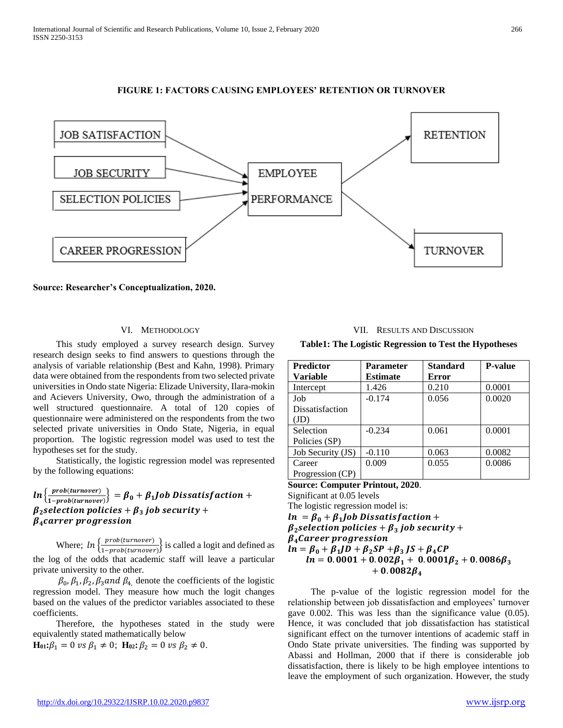**FIGURE 1: FACTORS CAUSING EMPLOYEES' RETENTION OR TURNOVER**

JOB SATISFACTION, JOB SECURITY, SELECTION POLICIES, CAREER PROGRESSION → EMPLOYEE PERFORMANCE → RETENTION / TURNOVER

**Source: Researcher's Conceptualization, 2020.**

## VI. Methodology

This study employed a survey research design. Survey research design seeks to find answers to questions through the analysis of variable relationship (Best and Kahn, 1998). Primary data were obtained from the respondents from two selected private universities in Ondo state Nigeria: Elizade University, Ilara-mokin and Acievers University, Owo, through the administration of a well structured questionnaire. A total of 120 copies of questionnaire were administered on the respondents from the two selected private universities in Ondo State, Nigeria, in equal proportion. The logistic regression model was used to test the hypotheses set for the study.

Statistically, the logistic regression model was represented by the following equations:

$$\ln\left\{\frac{prob(turnover)}{1-prob(turnover)}\right\} = \beta_0 + \beta_1 Job\ Dissatisfaction + \beta_2 selection\ policies + \beta_3\ job\ security + \beta_4 carrer\ progression$$

Where; $\ln\left\{\frac{prob(turnover)}{1-prob(turnover)}\right\}$ is called a logit and defined as the log of the odds that academic staff will leave a particular private university to the other.

$\beta_0, \beta_1, \beta_2, \beta_3 and\ \beta_4$ denote the coefficients of the logistic regression model. They measure how much the logit changes based on the values of the predictor variables associated to these coefficients.

Therefore, the hypotheses stated in the study were equivalently stated mathematically below

**H01:** $\beta_1 = 0\ vs\ \beta_1 \neq 0$; **H02:** $\beta_2 = 0\ vs\ \beta_2 \neq 0$.

## VII. Results and Discussion

**Table1: The Logistic Regression to Test the Hypotheses**

| Predictor Variable | Parameter Estimate | Standard Error | P-value |
|---|---|---|---|
| Intercept | 1.426 | 0.210 | 0.0001 |
| Job Dissatisfaction (JD) | -0.174 | 0.056 | 0.0020 |
| Selection Policies (SP) | -0.234 | 0.061 | 0.0001 |
| Job Security (JS) | -0.110 | 0.063 | 0.0082 |
| Career Progression (CP) | 0.009 | 0.055 | 0.0086 |

**Source: Computer Printout, 2020.**

Significant at 0.05 levels

The logistic regression model is:

$$\ln = \beta_0 + \beta_1 Job\ Dissatisfaction + \beta_2 selection\ policies + \beta_3\ job\ security + \beta_4 Career\ progression$$

$$\ln = \beta_0 + \beta_1 JD + \beta_2 SP + \beta_3 JS + \beta_4 CP$$

$$\ln = 0.0001 + 0.002\beta_1 + 0.0001\beta_2 + 0.0086\beta_3 + 0.0082\beta_4$$

The p-value of the logistic regression model for the relationship between job dissatisfaction and employees' turnover gave 0.002. This was less than the significance value (0.05). Hence, it was concluded that job dissatisfaction has statistical significant effect on the turnover intentions of academic staff in Ondo State private universities. The finding was supported by Abassi and Hollman, 2000 that if there is considerable job dissatisfaction, there is likely to be high employee intentions to leave the employment of such organization. However, the study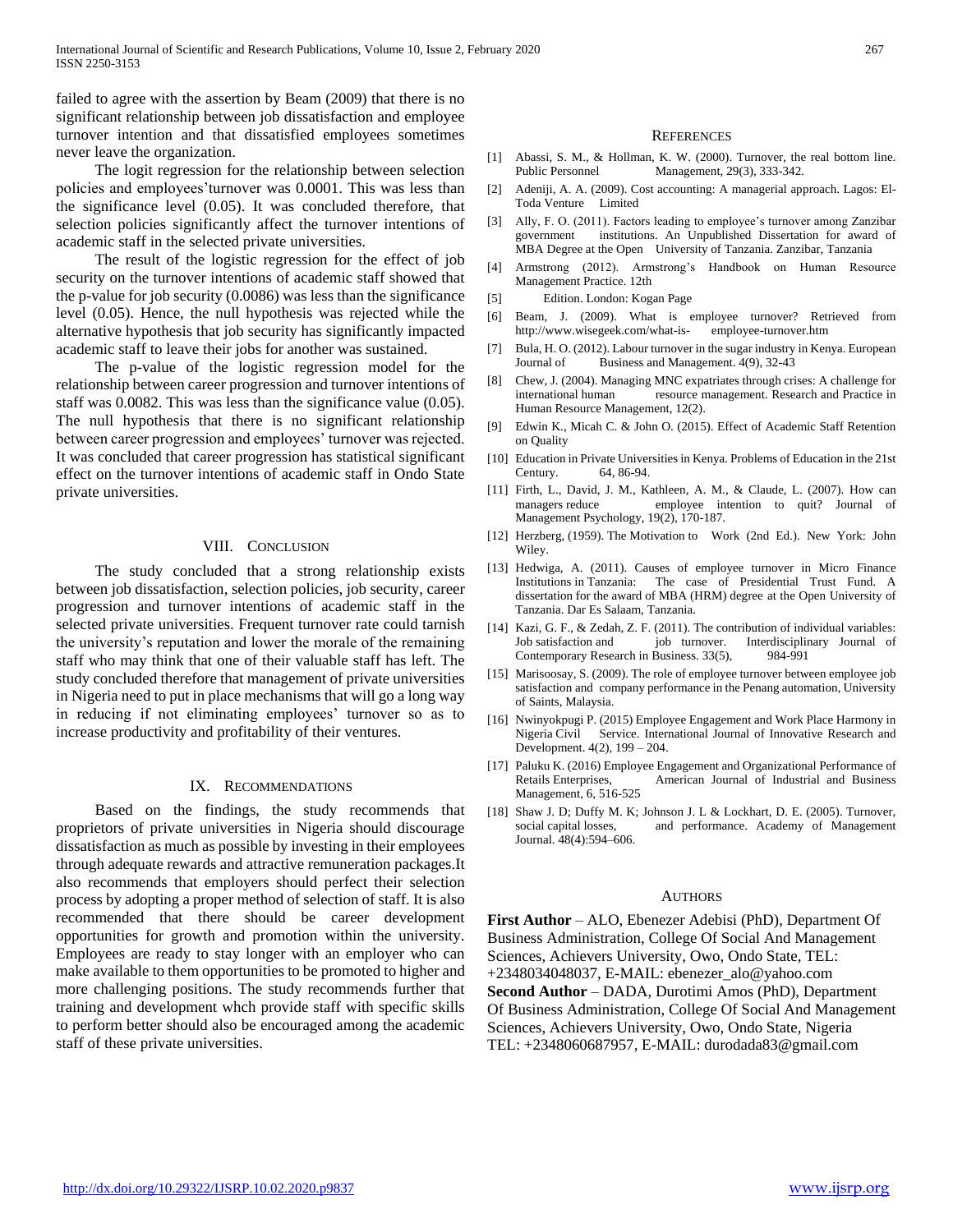failed to agree with the assertion by Beam (2009) that there is no significant relationship between job dissatisfaction and employee turnover intention and that dissatisfied employees sometimes never leave the organization.

The logit regression for the relationship between selection policies and employees'turnover was 0.0001. This was less than the significance level (0.05). It was concluded therefore, that selection policies significantly affect the turnover intentions of academic staff in the selected private universities.

The result of the logistic regression for the effect of job security on the turnover intentions of academic staff showed that the p-value for job security (0.0086) was less than the significance level (0.05). Hence, the null hypothesis was rejected while the alternative hypothesis that job security has significantly impacted academic staff to leave their jobs for another was sustained.

The p-value of the logistic regression model for the relationship between career progression and turnover intentions of staff was 0.0082. This was less than the significance value (0.05). The null hypothesis that there is no significant relationship between career progression and employees' turnover was rejected. It was concluded that career progression has statistical significant effect on the turnover intentions of academic staff in Ondo State private universities.

## VIII. Conclusion

The study concluded that a strong relationship exists between job dissatisfaction, selection policies, job security, career progression and turnover intentions of academic staff in the selected private universities. Frequent turnover rate could tarnish the university's reputation and lower the morale of the remaining staff who may think that one of their valuable staff has left. The study concluded therefore that management of private universities in Nigeria need to put in place mechanisms that will go a long way in reducing if not eliminating employees' turnover so as to increase productivity and profitability of their ventures.

## IX. Recommendations

Based on the findings, the study recommends that proprietors of private universities in Nigeria should discourage dissatisfaction as much as possible by investing in their employees through adequate rewards and attractive remuneration packages.It also recommends that employers should perfect their selection process by adopting a proper method of selection of staff. It is also recommended that there should be career development opportunities for growth and promotion within the university. Employees are ready to stay longer with an employer who can make available to them opportunities to be promoted to higher and more challenging positions. The study recommends further that training and development whch provide staff with specific skills to perform better should also be encouraged among the academic staff of these private universities.

## References

[1] Abassi, S. M., & Hollman, K. W. (2000). Turnover, the real bottom line. Public Personnel Management, 29(3), 333-342.

[2] Adeniji, A. A. (2009). Cost accounting: A managerial approach. Lagos: El-Toda Venture Limited

[3] Ally, F. O. (2011). Factors leading to employee's turnover among Zanzibar government institutions. An Unpublished Dissertation for award of MBA Degree at the Open University of Tanzania. Zanzibar, Tanzania

[4] Armstrong (2012). Armstrong's Handbook on Human Resource Management Practice. 12th

[5] Edition. London: Kogan Page

[6] Beam, J. (2009). What is employee turnover? Retrieved from http://www.wisegeek.com/what-is- employee-turnover.htm

[7] Bula, H. O. (2012). Labour turnover in the sugar industry in Kenya. European Journal of Business and Management. 4(9), 32-43

[8] Chew, J. (2004). Managing MNC expatriates through crises: A challenge for international human resource management. Research and Practice in Human Resource Management, 12(2).

[9] Edwin K., Micah C. & John O. (2015). Effect of Academic Staff Retention on Quality

[10] Education in Private Universities in Kenya. Problems of Education in the 21st Century. 64, 86-94.

[11] Firth, L., David, J. M., Kathleen, A. M., & Claude, L. (2007). How can managers reduce employee intention to quit? Journal of Management Psychology, 19(2), 170-187.

[12] Herzberg, (1959). The Motivation to Work (2nd Ed.). New York: John Wiley.

[13] Hedwiga, A. (2011). Causes of employee turnover in Micro Finance Institutions in Tanzania: The case of Presidential Trust Fund. A dissertation for the award of MBA (HRM) degree at the Open University of Tanzania. Dar Es Salaam, Tanzania.

[14] Kazi, G. F., & Zedah, Z. F. (2011). The contribution of individual variables: Job satisfaction and job turnover. Interdisciplinary Journal of Contemporary Research in Business. 33(5), 984-991

[15] Marisoosay, S. (2009). The role of employee turnover between employee job satisfaction and company performance in the Penang automation, University of Saints, Malaysia.

[16] Nwinyokpugi P. (2015) Employee Engagement and Work Place Harmony in Nigeria Civil Service. International Journal of Innovative Research and Development. 4(2), 199 – 204.

[17] Paluku K. (2016) Employee Engagement and Organizational Performance of Retails Enterprises, American Journal of Industrial and Business Management, 6, 516-525

[18] Shaw J. D; Duffy M. K; Johnson J. L & Lockhart, D. E. (2005). Turnover, social capital losses, and performance. Academy of Management Journal. 48(4):594–606.

## Authors

**First Author** – ALO, Ebenezer Adebisi (PhD), Department Of Business Administration, College Of Social And Management Sciences, Achievers University, Owo, Ondo State, TEL: +2348034048037, E-MAIL: ebenezer_alo@yahoo.com

**Second Author** – DADA, Durotimi Amos (PhD), Department Of Business Administration, College Of Social And Management Sciences, Achievers University, Owo, Ondo State, Nigeria TEL: +2348060687957, E-MAIL: durodada83@gmail.com